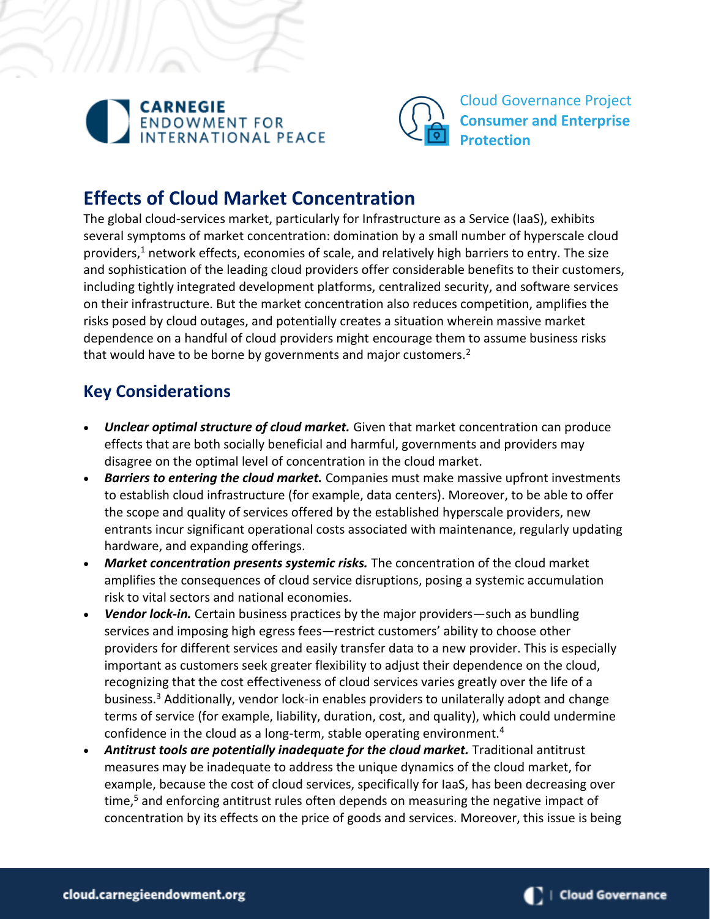# Effects of Cloud Market Concentration

The global cloud-services market, particularly for Infrastructure as a Service (IaaS), exhibits several symptoms of market concentration: domination by a small number of hyperscale cloud providers,[1] network effects, economies of scale, and relatively high barriers to entry. The size and sophistication of the leading cloud providers offer considerable benefits to their customers, including tightly integrated development platforms, centralized security, and software services on their infrastructure. But the market concentration also reduces competition, amplifies the risks posed by cloud outages, and potentially creates a situation wherein massive market dependence on a handful of cloud providers might encourage them to assume business risks that would have to be borne by governments and major customers.[2]

## Key Considerations

- ***Unclear optimal structure of cloud market.*** Given that market concentration can produce effects that are both socially beneficial and harmful, governments and providers may disagree on the optimal level of concentration in the cloud market.
- ***Barriers to entering the cloud market.*** Companies must make massive upfront investments to establish cloud infrastructure (for example, data centers). Moreover, to be able to offer the scope and quality of services offered by the established hyperscale providers, new entrants incur significant operational costs associated with maintenance, regularly updating hardware, and expanding offerings.
- ***Market concentration presents systemic risks.*** The concentration of the cloud market amplifies the consequences of cloud service disruptions, posing a systemic accumulation risk to vital sectors and national economies.
- ***Vendor lock-in.*** Certain business practices by the major providers—such as bundling services and imposing high egress fees—restrict customers' ability to choose other providers for different services and easily transfer data to a new provider. This is especially important as customers seek greater flexibility to adjust their dependence on the cloud, recognizing that the cost effectiveness of cloud services varies greatly over the life of a business.[3] Additionally, vendor lock-in enables providers to unilaterally adopt and change terms of service (for example, liability, duration, cost, and quality), which could undermine confidence in the cloud as a long-term, stable operating environment.[4]
- ***Antitrust tools are potentially inadequate for the cloud market.*** Traditional antitrust measures may be inadequate to address the unique dynamics of the cloud market, for example, because the cost of cloud services, specifically for IaaS, has been decreasing over time,[5] and enforcing antitrust rules often depends on measuring the negative impact of concentration by its effects on the price of goods and services. Moreover, this issue is being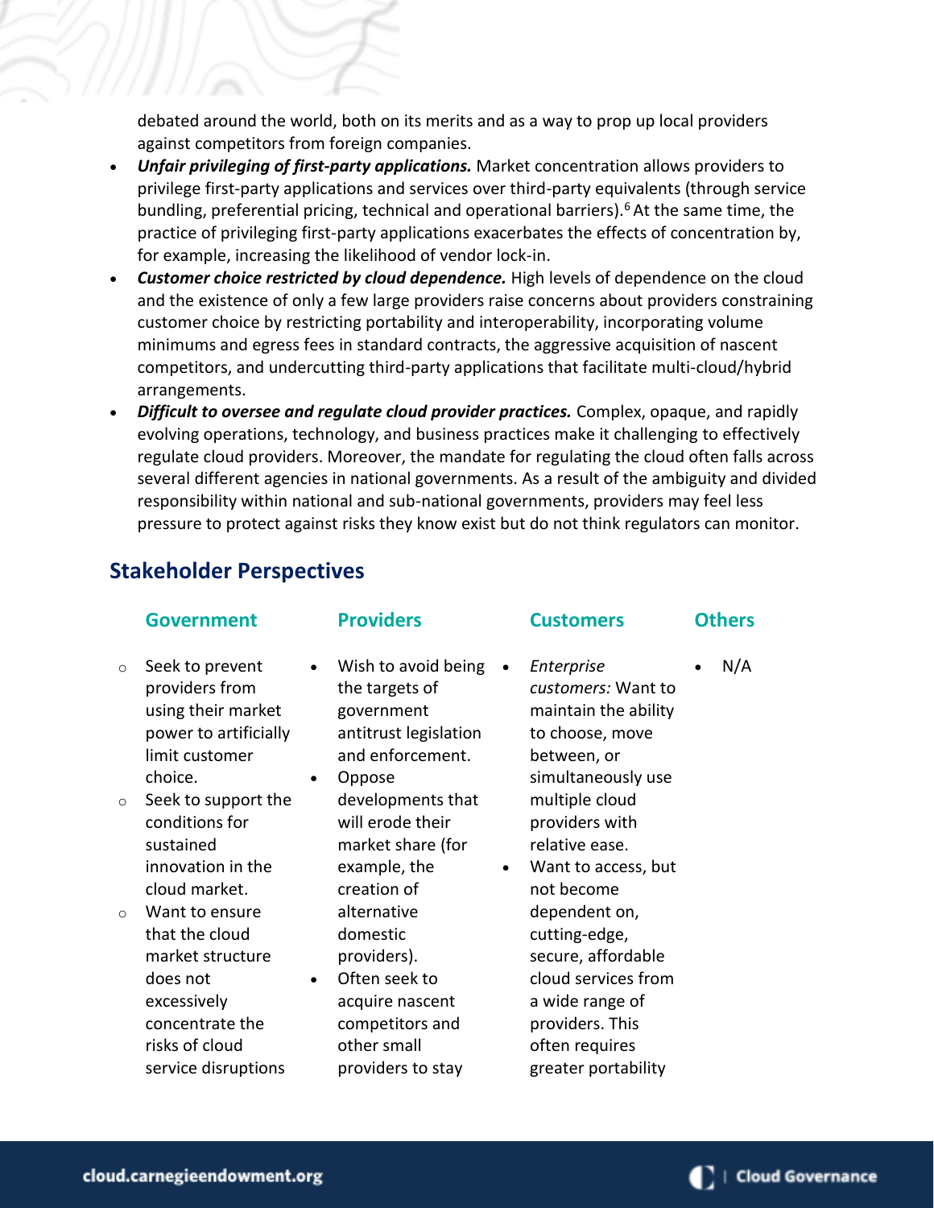debated around the world, both on its merits and as a way to prop up local providers against competitors from foreign companies.

- ***Unfair privileging of first-party applications.*** Market concentration allows providers to privilege first-party applications and services over third-party equivalents (through service bundling, preferential pricing, technical and operational barriers).[6] At the same time, the practice of privileging first-party applications exacerbates the effects of concentration by, for example, increasing the likelihood of vendor lock-in.
- ***Customer choice restricted by cloud dependence.*** High levels of dependence on the cloud and the existence of only a few large providers raise concerns about providers constraining customer choice by restricting portability and interoperability, incorporating volume minimums and egress fees in standard contracts, the aggressive acquisition of nascent competitors, and undercutting third-party applications that facilitate multi-cloud/hybrid arrangements.
- ***Difficult to oversee and regulate cloud provider practices.*** Complex, opaque, and rapidly evolving operations, technology, and business practices make it challenging to effectively regulate cloud providers. Moreover, the mandate for regulating the cloud often falls across several different agencies in national governments. As a result of the ambiguity and divided responsibility within national and sub-national governments, providers may feel less pressure to protect against risks they know exist but do not think regulators can monitor.

## Stakeholder Perspectives

| Government | Providers | Customers | Others |
| --- | --- | --- | --- |
| ○ Seek to prevent providers from using their market power to artificially limit customer choice.<br>○ Seek to support the conditions for sustained innovation in the cloud market.<br>○ Want to ensure that the cloud market structure does not excessively concentrate the risks of cloud service disruptions | • Wish to avoid being the targets of government antitrust legislation and enforcement.<br>• Oppose developments that will erode their market share (for example, the creation of alternative domestic providers).<br>• Often seek to acquire nascent competitors and other small providers to stay | • *Enterprise customers:* Want to maintain the ability to choose, move between, or simultaneously use multiple cloud providers with relative ease.<br>• Want to access, but not become dependent on, cutting-edge, secure, affordable cloud services from a wide range of providers. This often requires greater portability | • N/A |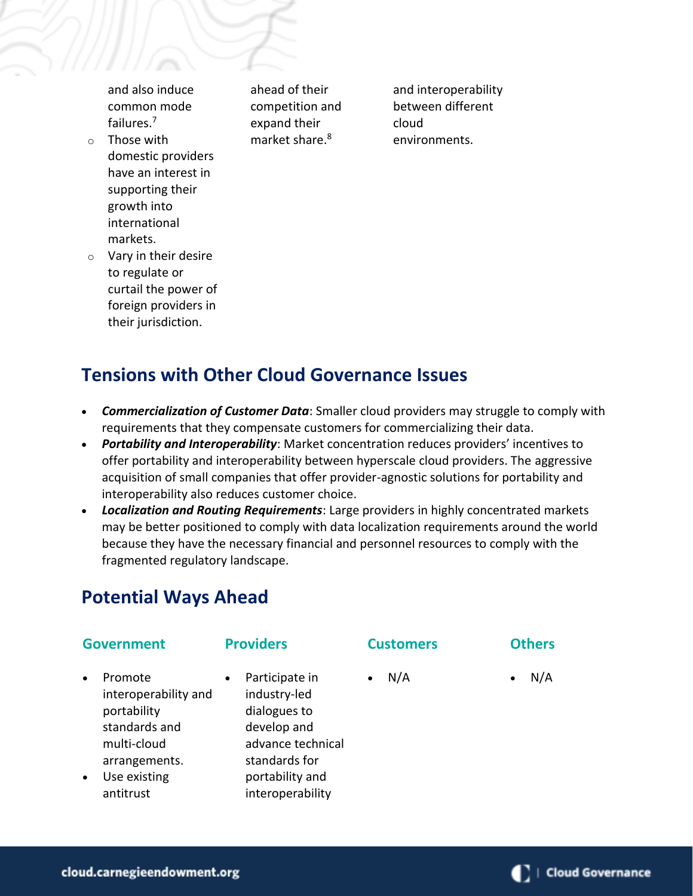and also induce common mode failures.[7]
  - Those with domestic providers have an interest in supporting their growth into international markets.
  - Vary in their desire to regulate or curtail the power of foreign providers in their jurisdiction.

ahead of their competition and expand their market share.[8]

and interoperability between different cloud environments.

## Tensions with Other Cloud Governance Issues

- ***Commercialization of Customer Data***: Smaller cloud providers may struggle to comply with requirements that they compensate customers for commercializing their data.
- ***Portability and Interoperability***: Market concentration reduces providers' incentives to offer portability and interoperability between hyperscale cloud providers. The aggressive acquisition of small companies that offer provider-agnostic solutions for portability and interoperability also reduces customer choice.
- ***Localization and Routing Requirements***: Large providers in highly concentrated markets may be better positioned to comply with data localization requirements around the world because they have the necessary financial and personnel resources to comply with the fragmented regulatory landscape.

## Potential Ways Ahead

### Government

- Promote interoperability and portability standards and multi-cloud arrangements.
- Use existing antitrust

### Providers

- Participate in industry-led dialogues to develop and advance technical standards for portability and interoperability

### Customers

- N/A

### Others

- N/A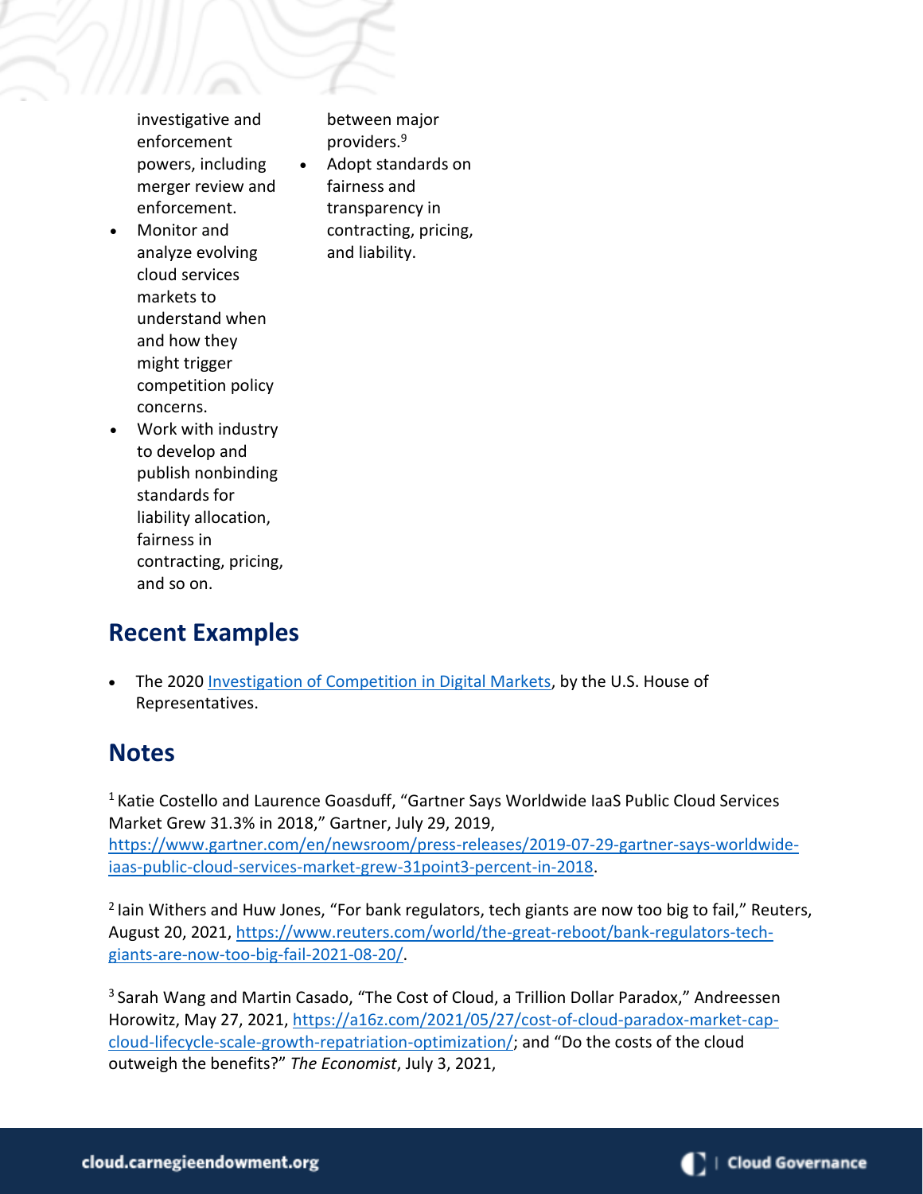investigative and enforcement powers, including merger review and enforcement.

- Monitor and analyze evolving cloud services markets to understand when and how they might trigger competition policy concerns.
- Work with industry to develop and publish nonbinding standards for liability allocation, fairness in contracting, pricing, and so on.

between major providers.[9]

- Adopt standards on fairness and transparency in contracting, pricing, and liability.

## Recent Examples

- The 2020 Investigation of Competition in Digital Markets, by the U.S. House of Representatives.

## Notes

[1] Katie Costello and Laurence Goasduff, "Gartner Says Worldwide IaaS Public Cloud Services Market Grew 31.3% in 2018," Gartner, July 29, 2019, https://www.gartner.com/en/newsroom/press-releases/2019-07-29-gartner-says-worldwide-iaas-public-cloud-services-market-grew-31point3-percent-in-2018.

[2] Iain Withers and Huw Jones, "For bank regulators, tech giants are now too big to fail," Reuters, August 20, 2021, https://www.reuters.com/world/the-great-reboot/bank-regulators-tech-giants-are-now-too-big-fail-2021-08-20/.

[3] Sarah Wang and Martin Casado, "The Cost of Cloud, a Trillion Dollar Paradox," Andreessen Horowitz, May 27, 2021, https://a16z.com/2021/05/27/cost-of-cloud-paradox-market-cap-cloud-lifecycle-scale-growth-repatriation-optimization/; and "Do the costs of the cloud outweigh the benefits?" *The Economist*, July 3, 2021,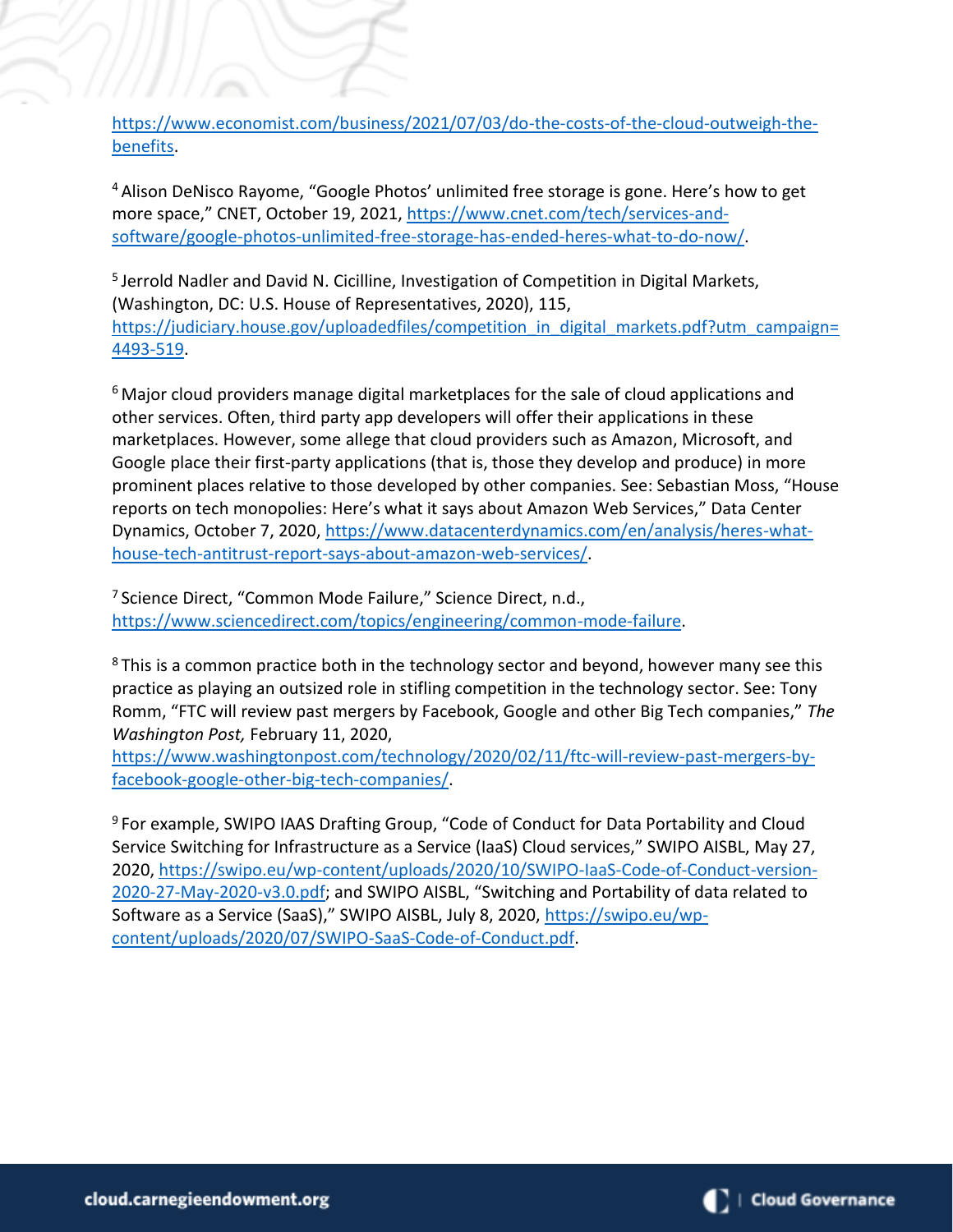https://www.economist.com/business/2021/07/03/do-the-costs-of-the-cloud-outweigh-the-benefits.

[4] Alison DeNisco Rayome, "Google Photos' unlimited free storage is gone. Here's how to get more space," CNET, October 19, 2021, https://www.cnet.com/tech/services-and-software/google-photos-unlimited-free-storage-has-ended-heres-what-to-do-now/.

[5] Jerrold Nadler and David N. Cicilline, Investigation of Competition in Digital Markets, (Washington, DC: U.S. House of Representatives, 2020), 115, https://judiciary.house.gov/uploadedfiles/competition_in_digital_markets.pdf?utm_campaign=4493-519.

[6] Major cloud providers manage digital marketplaces for the sale of cloud applications and other services. Often, third party app developers will offer their applications in these marketplaces. However, some allege that cloud providers such as Amazon, Microsoft, and Google place their first-party applications (that is, those they develop and produce) in more prominent places relative to those developed by other companies. See: Sebastian Moss, "House reports on tech monopolies: Here's what it says about Amazon Web Services," Data Center Dynamics, October 7, 2020, https://www.datacenterdynamics.com/en/analysis/heres-what-house-tech-antitrust-report-says-about-amazon-web-services/.

[7] Science Direct, "Common Mode Failure," Science Direct, n.d., https://www.sciencedirect.com/topics/engineering/common-mode-failure.

[8] This is a common practice both in the technology sector and beyond, however many see this practice as playing an outsized role in stifling competition in the technology sector. See: Tony Romm, "FTC will review past mergers by Facebook, Google and other Big Tech companies," *The Washington Post,* February 11, 2020, https://www.washingtonpost.com/technology/2020/02/11/ftc-will-review-past-mergers-by-facebook-google-other-big-tech-companies/.

[9] For example, SWIPO IAAS Drafting Group, "Code of Conduct for Data Portability and Cloud Service Switching for Infrastructure as a Service (IaaS) Cloud services," SWIPO AISBL, May 27, 2020, https://swipo.eu/wp-content/uploads/2020/10/SWIPO-IaaS-Code-of-Conduct-version-2020-27-May-2020-v3.0.pdf; and SWIPO AISBL, "Switching and Portability of data related to Software as a Service (SaaS)," SWIPO AISBL, July 8, 2020, https://swipo.eu/wp-content/uploads/2020/07/SWIPO-SaaS-Code-of-Conduct.pdf.